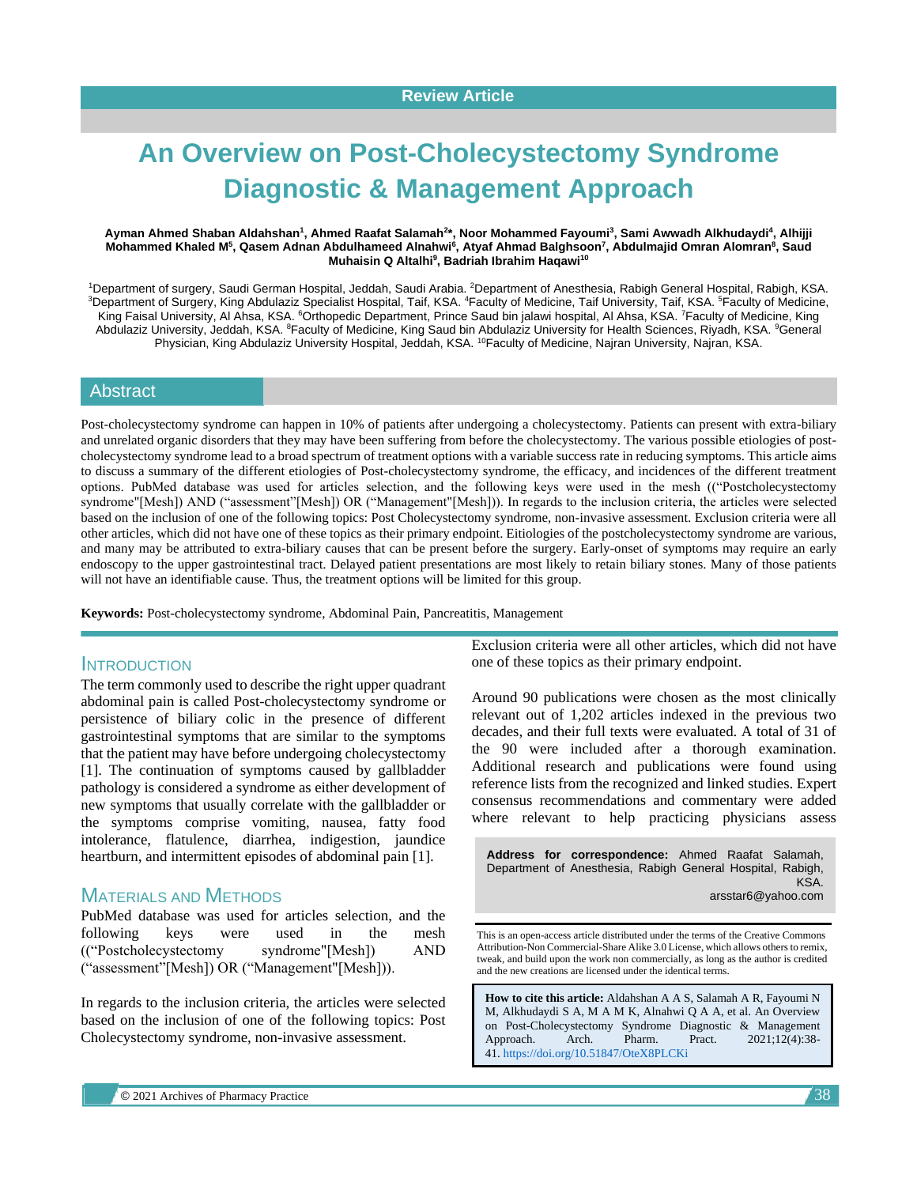Review Article

# An Overview on Post-Cholecystectomy Syndrome Diagnostic & Management Approach

**Ayman Ahmed Shaban Aldahshan[1], Ahmed Raafat Salamah[2]*, Noor Mohammed Fayoumi[3], Sami Awwadh Alkhudaydi[4], Alhijji Mohammed Khaled M[5], Qasem Adnan Abdulhameed Alnahwi[6], Atyaf Ahmad Balghsoon[7], Abdulmajid Omran Alomran[8], Saud Muhaisin Q Altalhi[9], Badriah Ibrahim Haqawi[10]**

[1]Department of surgery, Saudi German Hospital, Jeddah, Saudi Arabia. [2]Department of Anesthesia, Rabigh General Hospital, Rabigh, KSA. [3]Department of Surgery, King Abdulaziz Specialist Hospital, Taif, KSA. [4]Faculty of Medicine, Taif University, Taif, KSA. [5]Faculty of Medicine, King Faisal University, Al Ahsa, KSA. [6]Orthopedic Department, Prince Saud bin jalawi hospital, Al Ahsa, KSA. [7]Faculty of Medicine, King Abdulaziz University, Jeddah, KSA. [8]Faculty of Medicine, King Saud bin Abdulaziz University for Health Sciences, Riyadh, KSA. [9]General Physician, King Abdulaziz University Hospital, Jeddah, KSA. [10]Faculty of Medicine, Najran University, Najran, KSA.

## Abstract

Post-cholecystectomy syndrome can happen in 10% of patients after undergoing a cholecystectomy. Patients can present with extra-biliary and unrelated organic disorders that they may have been suffering from before the cholecystectomy. The various possible etiologies of post-cholecystectomy syndrome lead to a broad spectrum of treatment options with a variable success rate in reducing symptoms. This article aims to discuss a summary of the different etiologies of Post-cholecystectomy syndrome, the efficacy, and incidences of the different treatment options. PubMed database was used for articles selection, and the following keys were used in the mesh ((“Postcholecystectomy syndrome"[Mesh]) AND (“assessment”[Mesh]) OR (“Management"[Mesh])). In regards to the inclusion criteria, the articles were selected based on the inclusion of one of the following topics: Post Cholecystectomy syndrome, non-invasive assessment. Exclusion criteria were all other articles, which did not have one of these topics as their primary endpoint. Eitiologies of the postcholecystectomy syndrome are various, and many may be attributed to extra-biliary causes that can be present before the surgery. Early-onset of symptoms may require an early endoscopy to the upper gastrointestinal tract. Delayed patient presentations are most likely to retain biliary stones. Many of those patients will not have an identifiable cause. Thus, the treatment options will be limited for this group.

**Keywords:** Post-cholecystectomy syndrome, Abdominal Pain, Pancreatitis, Management

## Introduction

The term commonly used to describe the right upper quadrant abdominal pain is called Post-cholecystectomy syndrome or persistence of biliary colic in the presence of different gastrointestinal symptoms that are similar to the symptoms that the patient may have before undergoing cholecystectomy [1]. The continuation of symptoms caused by gallbladder pathology is considered a syndrome as either development of new symptoms that usually correlate with the gallbladder or the symptoms comprise vomiting, nausea, fatty food intolerance, flatulence, diarrhea, indigestion, jaundice heartburn, and intermittent episodes of abdominal pain [1].

## Materials and Methods

PubMed database was used for articles selection, and the following keys were used in the mesh ((“Postcholecystectomy syndrome"[Mesh]) AND (“assessment”[Mesh]) OR (“Management"[Mesh])).

In regards to the inclusion criteria, the articles were selected based on the inclusion of one of the following topics: Post Cholecystectomy syndrome, non-invasive assessment. Exclusion criteria were all other articles, which did not have one of these topics as their primary endpoint.

Around 90 publications were chosen as the most clinically relevant out of 1,202 articles indexed in the previous two decades, and their full texts were evaluated. A total of 31 of the 90 were included after a thorough examination. Additional research and publications were found using reference lists from the recognized and linked studies. Expert consensus recommendations and commentary were added where relevant to help practicing physicians assess

**Address for correspondence:** Ahmed Raafat Salamah, Department of Anesthesia, Rabigh General Hospital, Rabigh, KSA.
arsstar6@yahoo.com

This is an open-access article distributed under the terms of the Creative Commons Attribution-Non Commercial-Share Alike 3.0 License, which allows others to remix, tweak, and build upon the work non commercially, as long as the author is credited and the new creations are licensed under the identical terms.

**How to cite this article:** Aldahshan A A S, Salamah A R, Fayoumi N M, Alkhudaydi S A, M A M K, Alnahwi Q A A, et al. An Overview on Post-Cholecystectomy Syndrome Diagnostic & Management Approach. Arch. Pharm. Pract. 2021;12(4):38-41. https://doi.org/10.51847/OteX8PLCKi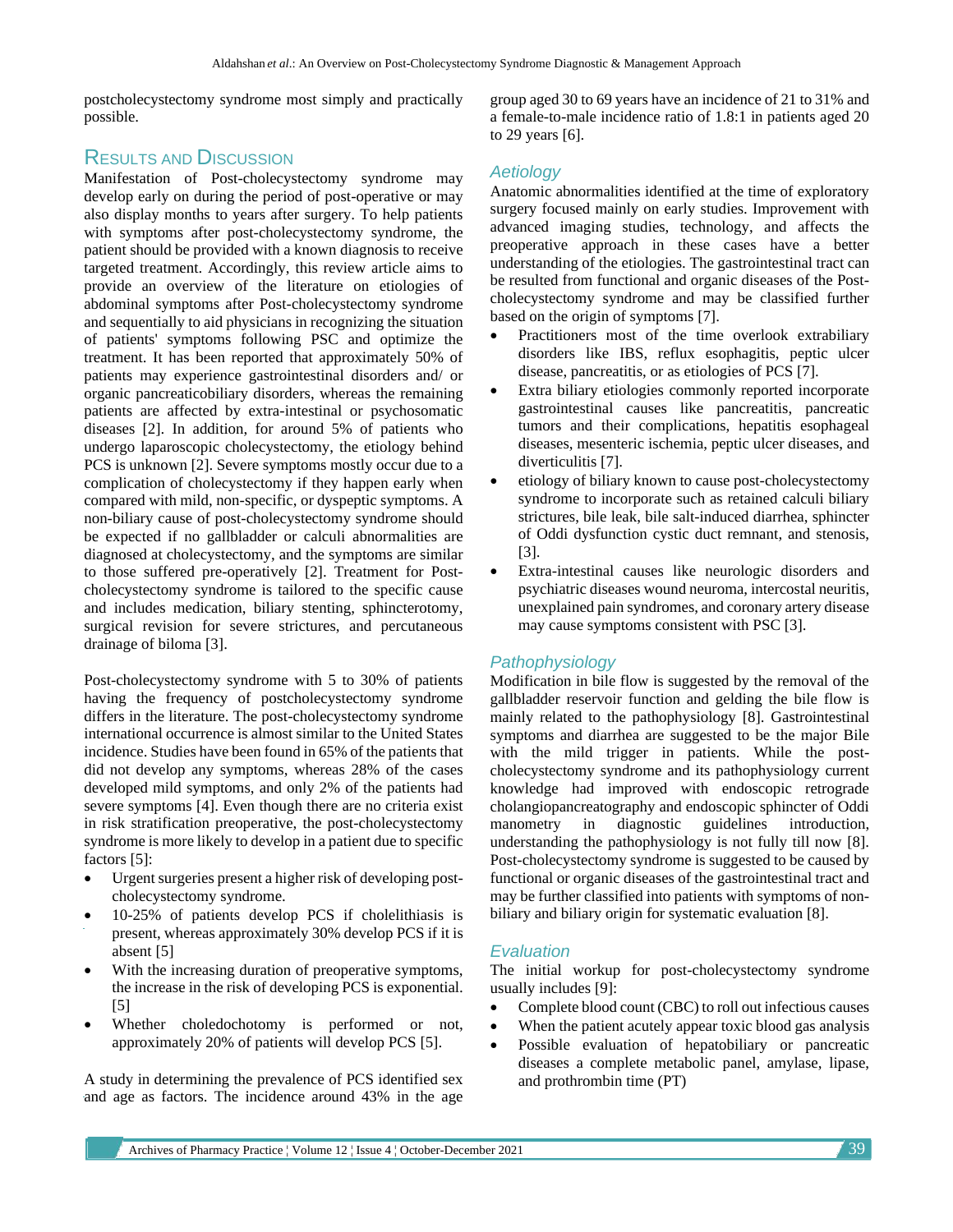postcholecystectomy syndrome most simply and practically possible.

## Results and Discussion

Manifestation of Post-cholecystectomy syndrome may develop early on during the period of post-operative or may also display months to years after surgery. To help patients with symptoms after post-cholecystectomy syndrome, the patient should be provided with a known diagnosis to receive targeted treatment. Accordingly, this review article aims to provide an overview of the literature on etiologies of abdominal symptoms after Post-cholecystectomy syndrome and sequentially to aid physicians in recognizing the situation of patients' symptoms following PSC and optimize the treatment. It has been reported that approximately 50% of patients may experience gastrointestinal disorders and/ or organic pancreaticobiliary disorders, whereas the remaining patients are affected by extra-intestinal or psychosomatic diseases [2]. In addition, for around 5% of patients who undergo laparoscopic cholecystectomy, the etiology behind PCS is unknown [2]. Severe symptoms mostly occur due to a complication of cholecystectomy if they happen early when compared with mild, non-specific, or dyspeptic symptoms. A non-biliary cause of post-cholecystectomy syndrome should be expected if no gallbladder or calculi abnormalities are diagnosed at cholecystectomy, and the symptoms are similar to those suffered pre-operatively [2]. Treatment for Post-cholecystectomy syndrome is tailored to the specific cause and includes medication, biliary stenting, sphincterotomy, surgical revision for severe strictures, and percutaneous drainage of biloma [3].

Post-cholecystectomy syndrome with 5 to 30% of patients having the frequency of postcholecystectomy syndrome differs in the literature. The post-cholecystectomy syndrome international occurrence is almost similar to the United States incidence. Studies have been found in 65% of the patients that did not develop any symptoms, whereas 28% of the cases developed mild symptoms, and only 2% of the patients had severe symptoms [4]. Even though there are no criteria exist in risk stratification preoperative, the post-cholecystectomy syndrome is more likely to develop in a patient due to specific factors [5]:

- Urgent surgeries present a higher risk of developing post-cholecystectomy syndrome.
- 10-25% of patients develop PCS if cholelithiasis is present, whereas approximately 30% develop PCS if it is absent [5]
- With the increasing duration of preoperative symptoms, the increase in the risk of developing PCS is exponential. [5]
- Whether choledochotomy is performed or not, approximately 20% of patients will develop PCS [5].

A study in determining the prevalence of PCS identified sex and age as factors. The incidence around 43% in the age group aged 30 to 69 years have an incidence of 21 to 31% and a female-to-male incidence ratio of 1.8:1 in patients aged 20 to 29 years [6].

### *Aetiology*

Anatomic abnormalities identified at the time of exploratory surgery focused mainly on early studies. Improvement with advanced imaging studies, technology, and affects the preoperative approach in these cases have a better understanding of the etiologies. The gastrointestinal tract can be resulted from functional and organic diseases of the Post-cholecystectomy syndrome and may be classified further based on the origin of symptoms [7].

- Practitioners most of the time overlook extrabiliary disorders like IBS, reflux esophagitis, peptic ulcer disease, pancreatitis, or as etiologies of PCS [7].
- Extra biliary etiologies commonly reported incorporate gastrointestinal causes like pancreatitis, pancreatic tumors and their complications, hepatitis esophageal diseases, mesenteric ischemia, peptic ulcer diseases, and diverticulitis [7].
- etiology of biliary known to cause post-cholecystectomy syndrome to incorporate such as retained calculi biliary strictures, bile leak, bile salt-induced diarrhea, sphincter of Oddi dysfunction cystic duct remnant, and stenosis, [3].
- Extra-intestinal causes like neurologic disorders and psychiatric diseases wound neuroma, intercostal neuritis, unexplained pain syndromes, and coronary artery disease may cause symptoms consistent with PSC [3].

### *Pathophysiology*

Modification in bile flow is suggested by the removal of the gallbladder reservoir function and gelding the bile flow is mainly related to the pathophysiology [8]. Gastrointestinal symptoms and diarrhea are suggested to be the major Bile with the mild trigger in patients. While the post-cholecystectomy syndrome and its pathophysiology current knowledge had improved with endoscopic retrograde cholangiopancreatography and endoscopic sphincter of Oddi manometry in diagnostic guidelines introduction, understanding the pathophysiology is not fully till now [8]. Post-cholecystectomy syndrome is suggested to be caused by functional or organic diseases of the gastrointestinal tract and may be further classified into patients with symptoms of non-biliary and biliary origin for systematic evaluation [8].

### *Evaluation*

The initial workup for post-cholecystectomy syndrome usually includes [9]:

- Complete blood count (CBC) to roll out infectious causes
- When the patient acutely appear toxic blood gas analysis
- Possible evaluation of hepatobiliary or pancreatic diseases a complete metabolic panel, amylase, lipase, and prothrombin time (PT)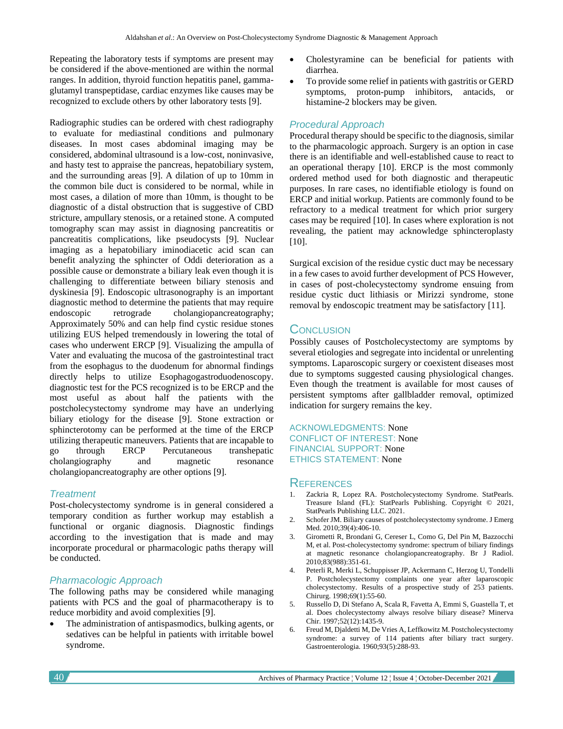Repeating the laboratory tests if symptoms are present may be considered if the above-mentioned are within the normal ranges. In addition, thyroid function hepatitis panel, gamma-glutamyl transpeptidase, cardiac enzymes like causes may be recognized to exclude others by other laboratory tests [9].

Radiographic studies can be ordered with chest radiography to evaluate for mediastinal conditions and pulmonary diseases. In most cases abdominal imaging may be considered, abdominal ultrasound is a low-cost, noninvasive, and hasty test to appraise the pancreas, hepatobiliary system, and the surrounding areas [9]. A dilation of up to 10mm in the common bile duct is considered to be normal, while in most cases, a dilation of more than 10mm, is thought to be diagnostic of a distal obstruction that is suggestive of CBD stricture, ampullary stenosis, or a retained stone. A computed tomography scan may assist in diagnosing pancreatitis or pancreatitis complications, like pseudocysts [9]. Nuclear imaging as a hepatobiliary iminodiacetic acid scan can benefit analyzing the sphincter of Oddi deterioration as a possible cause or demonstrate a biliary leak even though it is challenging to differentiate between biliary stenosis and dyskinesia [9]. Endoscopic ultrasonography is an important diagnostic method to determine the patients that may require endoscopic retrograde cholangiopancreatography; Approximately 50% and can help find cystic residue stones utilizing EUS helped tremendously in lowering the total of cases who underwent ERCP [9]. Visualizing the ampulla of Vater and evaluating the mucosa of the gastrointestinal tract from the esophagus to the duodenum for abnormal findings directly helps to utilize Esophagogastroduodenoscopy. diagnostic test for the PCS recognized is to be ERCP and the most useful as about half the patients with the postcholecystectomy syndrome may have an underlying biliary etiology for the disease [9]. Stone extraction or sphincterotomy can be performed at the time of the ERCP utilizing therapeutic maneuvers. Patients that are incapable to go through ERCP Percutaneous transhepatic cholangiography and magnetic resonance cholangiopancreatography are other options [9].

### Treatment

Post-cholecystectomy syndrome is in general considered a temporary condition as further workup may establish a functional or organic diagnosis. Diagnostic findings according to the investigation that is made and may incorporate procedural or pharmacologic paths therapy will be conducted.

### Pharmacologic Approach

The following paths may be considered while managing patients with PCS and the goal of pharmacotherapy is to reduce morbidity and avoid complexities [9].

- The administration of antispasmodics, bulking agents, or sedatives can be helpful in patients with irritable bowel syndrome.
- Cholestyramine can be beneficial for patients with diarrhea.
- To provide some relief in patients with gastritis or GERD symptoms, proton-pump inhibitors, antacids, or histamine-2 blockers may be given.

### Procedural Approach

Procedural therapy should be specific to the diagnosis, similar to the pharmacologic approach. Surgery is an option in case there is an identifiable and well-established cause to react to an operational therapy [10]. ERCP is the most commonly ordered method used for both diagnostic and therapeutic purposes. In rare cases, no identifiable etiology is found on ERCP and initial workup. Patients are commonly found to be refractory to a medical treatment for which prior surgery cases may be required [10]. In cases where exploration is not revealing, the patient may acknowledge sphincteroplasty [10].

Surgical excision of the residue cystic duct may be necessary in a few cases to avoid further development of PCS However, in cases of post-cholecystectomy syndrome ensuing from residue cystic duct lithiasis or Mirizzi syndrome, stone removal by endoscopic treatment may be satisfactory [11].

## Conclusion

Possibly causes of Postcholecystectomy are symptoms by several etiologies and segregate into incidental or unrelenting symptoms. Laparoscopic surgery or coexistent diseases most due to symptoms suggested causing physiological changes. Even though the treatment is available for most causes of persistent symptoms after gallbladder removal, optimized indication for surgery remains the key.

ACKNOWLEDGMENTS: None

CONFLICT OF INTEREST: None

FINANCIAL SUPPORT: None

ETHICS STATEMENT: None

## References

1. Zackria R, Lopez RA. Postcholecystectomy Syndrome. StatPearls. Treasure Island (FL): StatPearls Publishing. Copyright © 2021, StatPearls Publishing LLC. 2021.
2. Schofer JM. Biliary causes of postcholecystectomy syndrome. J Emerg Med. 2010;39(4):406-10.
3. Girometti R, Brondani G, Cereser L, Como G, Del Pin M, Bazzocchi M, et al. Post-cholecystectomy syndrome: spectrum of biliary findings at magnetic resonance cholangiopancreatography. Br J Radiol. 2010;83(988):351-61.
4. Peterli R, Merki L, Schuppisser JP, Ackermann C, Herzog U, Tondelli P. Postcholecystectomy complaints one year after laparoscopic cholecystectomy. Results of a prospective study of 253 patients. Chirurg. 1998;69(1):55-60.
5. Russello D, Di Stefano A, Scala R, Favetta A, Emmi S, Guastella T, et al. Does cholecystectomy always resolve biliary disease? Minerva Chir. 1997;52(12):1435-9.
6. Freud M, Djaldetti M, De Vries A, Leffkowitz M. Postcholecystectomy syndrome: a survey of 114 patients after biliary tract surgery. Gastroenterologia. 1960;93(5):288-93.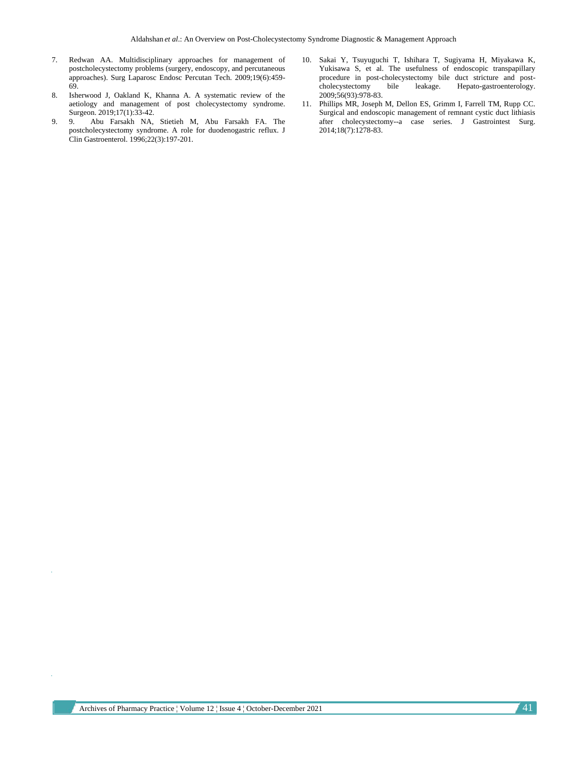7. Redwan AA. Multidisciplinary approaches for management of postcholecystectomy problems (surgery, endoscopy, and percutaneous approaches). Surg Laparosc Endosc Percutan Tech. 2009;19(6):459-69.
8. Isherwood J, Oakland K, Khanna A. A systematic review of the aetiology and management of post cholecystectomy syndrome. Surgeon. 2019;17(1):33-42.
9. 9. Abu Farsakh NA, Stietieh M, Abu Farsakh FA. The postcholecystectomy syndrome. A role for duodenogastric reflux. J Clin Gastroenterol. 1996;22(3):197-201.
10. Sakai Y, Tsuyuguchi T, Ishihara T, Sugiyama H, Miyakawa K, Yukisawa S, et al. The usefulness of endoscopic transpapillary procedure in post-cholecystectomy bile duct stricture and post-cholecystectomy bile leakage. Hepato-gastroenterology. 2009;56(93):978-83.
11. Phillips MR, Joseph M, Dellon ES, Grimm I, Farrell TM, Rupp CC. Surgical and endoscopic management of remnant cystic duct lithiasis after cholecystectomy--a case series. J Gastrointest Surg. 2014;18(7):1278-83.